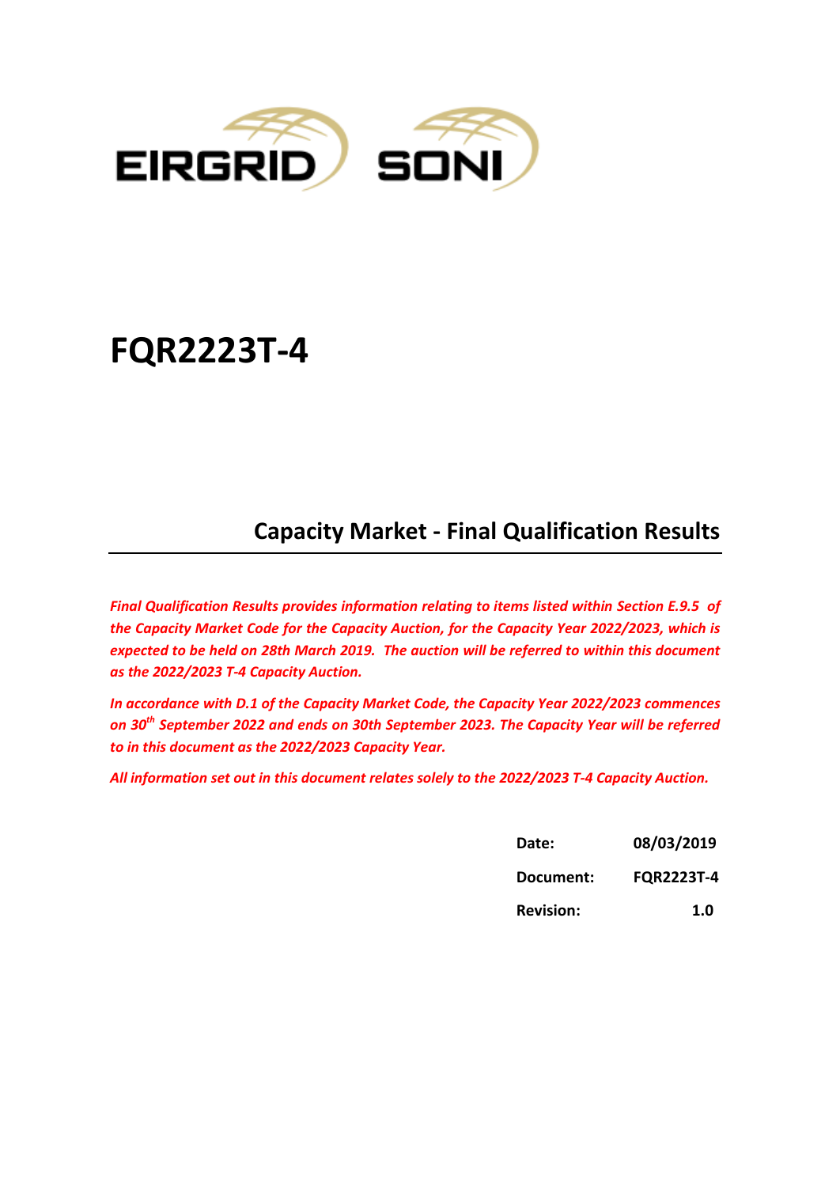EIRGRID SONI

# FQR2223T-4

## Capacity Market - Final Qualification Results

***Final Qualification Results provides information relating to items listed within Section E.9.5 of the Capacity Market Code for the Capacity Auction, for the Capacity Year 2022/2023, which is expected to be held on 28th March 2019. The auction will be referred to within this document as the 2022/2023 T-4 Capacity Auction.***

***In accordance with D.1 of the Capacity Market Code, the Capacity Year 2022/2023 commences on 30th September 2022 and ends on 30th September 2023. The Capacity Year will be referred to in this document as the 2022/2023 Capacity Year.***

***All information set out in this document relates solely to the 2022/2023 T-4 Capacity Auction.***

| | |
|---|---|
| **Date:** | **08/03/2019** |
| **Document:** | **FQR2223T-4** |
| **Revision:** | **1.0** |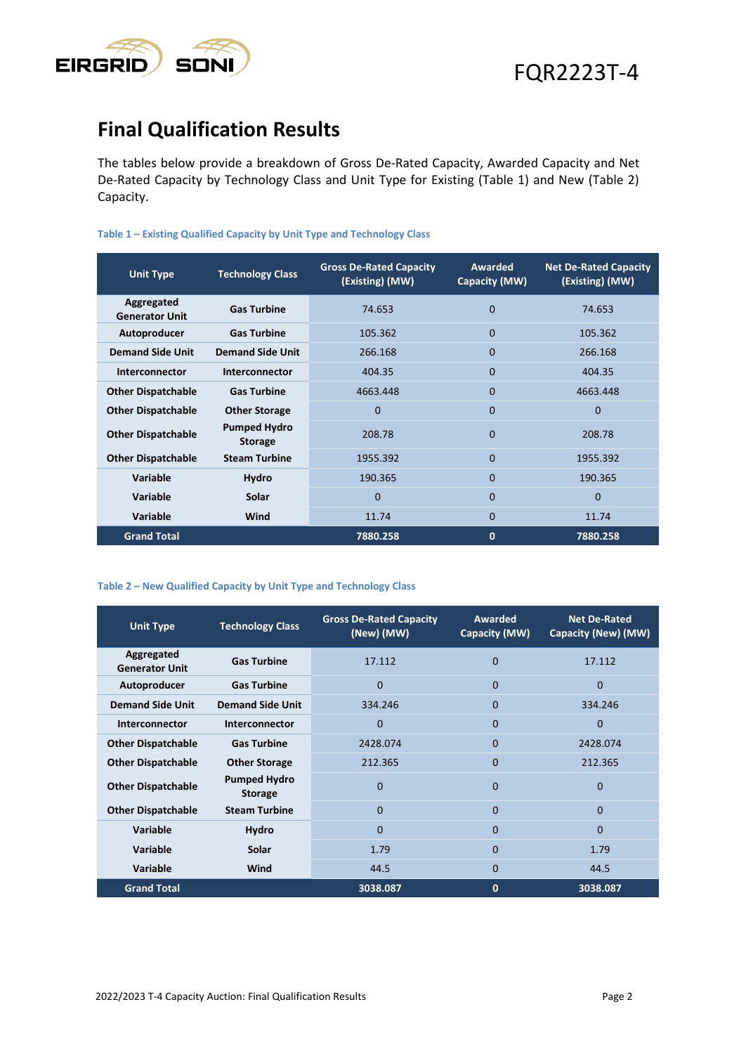# Final Qualification Results

The tables below provide a breakdown of Gross De-Rated Capacity, Awarded Capacity and Net De-Rated Capacity by Technology Class and Unit Type for Existing (Table 1) and New (Table 2) Capacity.

**Table 1 – Existing Qualified Capacity by Unit Type and Technology Class**

| Unit Type | Technology Class | Gross De-Rated Capacity (Existing) (MW) | Awarded Capacity (MW) | Net De-Rated Capacity (Existing) (MW) |
|---|---|---|---|---|
| Aggregated Generator Unit | Gas Turbine | 74.653 | 0 | 74.653 |
| Autoproducer | Gas Turbine | 105.362 | 0 | 105.362 |
| Demand Side Unit | Demand Side Unit | 266.168 | 0 | 266.168 |
| Interconnector | Interconnector | 404.35 | 0 | 404.35 |
| Other Dispatchable | Gas Turbine | 4663.448 | 0 | 4663.448 |
| Other Dispatchable | Other Storage | 0 | 0 | 0 |
| Other Dispatchable | Pumped Hydro Storage | 208.78 | 0 | 208.78 |
| Other Dispatchable | Steam Turbine | 1955.392 | 0 | 1955.392 |
| Variable | Hydro | 190.365 | 0 | 190.365 |
| Variable | Solar | 0 | 0 | 0 |
| Variable | Wind | 11.74 | 0 | 11.74 |
| **Grand Total** | | **7880.258** | **0** | **7880.258** |

**Table 2 – New Qualified Capacity by Unit Type and Technology Class**

| Unit Type | Technology Class | Gross De-Rated Capacity (New) (MW) | Awarded Capacity (MW) | Net De-Rated Capacity (New) (MW) |
|---|---|---|---|---|
| Aggregated Generator Unit | Gas Turbine | 17.112 | 0 | 17.112 |
| Autoproducer | Gas Turbine | 0 | 0 | 0 |
| Demand Side Unit | Demand Side Unit | 334.246 | 0 | 334.246 |
| Interconnector | Interconnector | 0 | 0 | 0 |
| Other Dispatchable | Gas Turbine | 2428.074 | 0 | 2428.074 |
| Other Dispatchable | Other Storage | 212.365 | 0 | 212.365 |
| Other Dispatchable | Pumped Hydro Storage | 0 | 0 | 0 |
| Other Dispatchable | Steam Turbine | 0 | 0 | 0 |
| Variable | Hydro | 0 | 0 | 0 |
| Variable | Solar | 1.79 | 0 | 1.79 |
| Variable | Wind | 44.5 | 0 | 44.5 |
| **Grand Total** | | **3038.087** | **0** | **3038.087** |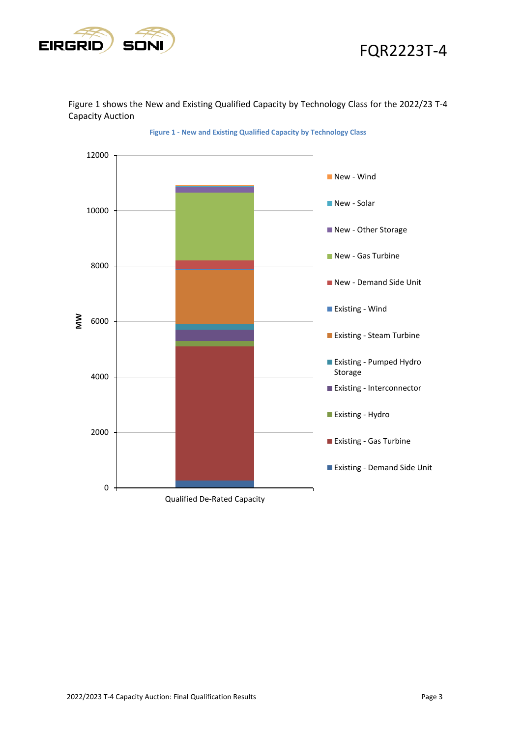Figure 1 shows the New and Existing Qualified Capacity by Technology Class for the 2022/23 T-4 Capacity Auction

Figure 1 - New and Existing Qualified Capacity by Technology Class

12000
10000
8000
6000
4000
2000
0

MW

Qualified De-Rated Capacity

New - Wind
New - Solar
New - Other Storage
New - Gas Turbine
New - Demand Side Unit
Existing - Wind
Existing - Steam Turbine
Existing - Pumped Hydro Storage
Existing - Interconnector
Existing - Hydro
Existing - Gas Turbine
Existing - Demand Side Unit